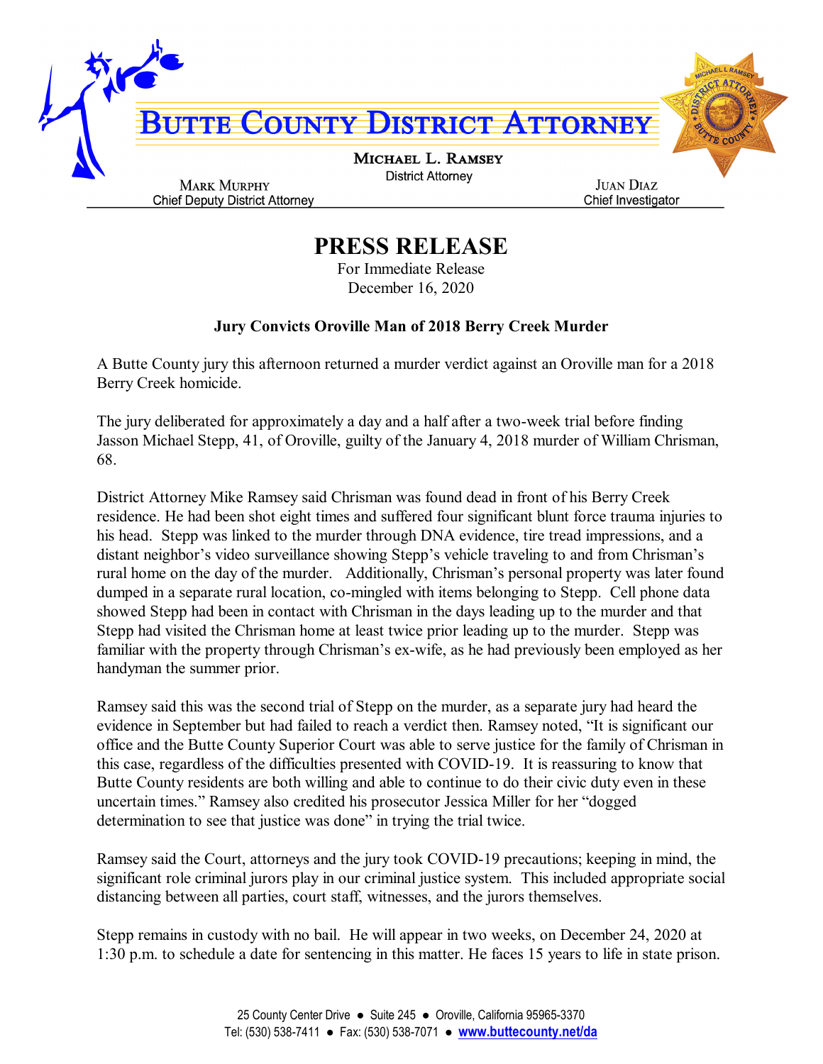# BUTTE COUNTY DISTRICT ATTORNEY

**MICHAEL L. RAMSEY**
District Attorney

**MARK MURPHY**
Chief Deputy District Attorney

**JUAN DIAZ**
Chief Investigator

## PRESS RELEASE

For Immediate Release
December 16, 2020

### Jury Convicts Oroville Man of 2018 Berry Creek Murder

A Butte County jury this afternoon returned a murder verdict against an Oroville man for a 2018 Berry Creek homicide.

The jury deliberated for approximately a day and a half after a two-week trial before finding Jasson Michael Stepp, 41, of Oroville, guilty of the January 4, 2018 murder of William Chrisman, 68.

District Attorney Mike Ramsey said Chrisman was found dead in front of his Berry Creek residence. He had been shot eight times and suffered four significant blunt force trauma injuries to his head. Stepp was linked to the murder through DNA evidence, tire tread impressions, and a distant neighbor's video surveillance showing Stepp's vehicle traveling to and from Chrisman's rural home on the day of the murder. Additionally, Chrisman's personal property was later found dumped in a separate rural location, co-mingled with items belonging to Stepp. Cell phone data showed Stepp had been in contact with Chrisman in the days leading up to the murder and that Stepp had visited the Chrisman home at least twice prior leading up to the murder. Stepp was familiar with the property through Chrisman's ex-wife, as he had previously been employed as her handyman the summer prior.

Ramsey said this was the second trial of Stepp on the murder, as a separate jury had heard the evidence in September but had failed to reach a verdict then. Ramsey noted, "It is significant our office and the Butte County Superior Court was able to serve justice for the family of Chrisman in this case, regardless of the difficulties presented with COVID-19. It is reassuring to know that Butte County residents are both willing and able to continue to do their civic duty even in these uncertain times." Ramsey also credited his prosecutor Jessica Miller for her "dogged determination to see that justice was done" in trying the trial twice.

Ramsey said the Court, attorneys and the jury took COVID-19 precautions; keeping in mind, the significant role criminal jurors play in our criminal justice system. This included appropriate social distancing between all parties, court staff, witnesses, and the jurors themselves.

Stepp remains in custody with no bail. He will appear in two weeks, on December 24, 2020 at 1:30 p.m. to schedule a date for sentencing in this matter. He faces 15 years to life in state prison.

25 County Center Drive ● Suite 245 ● Oroville, California 95965-3370
Tel: (530) 538-7411 ● Fax: (530) 538-7071 ● www.buttecounty.net/da